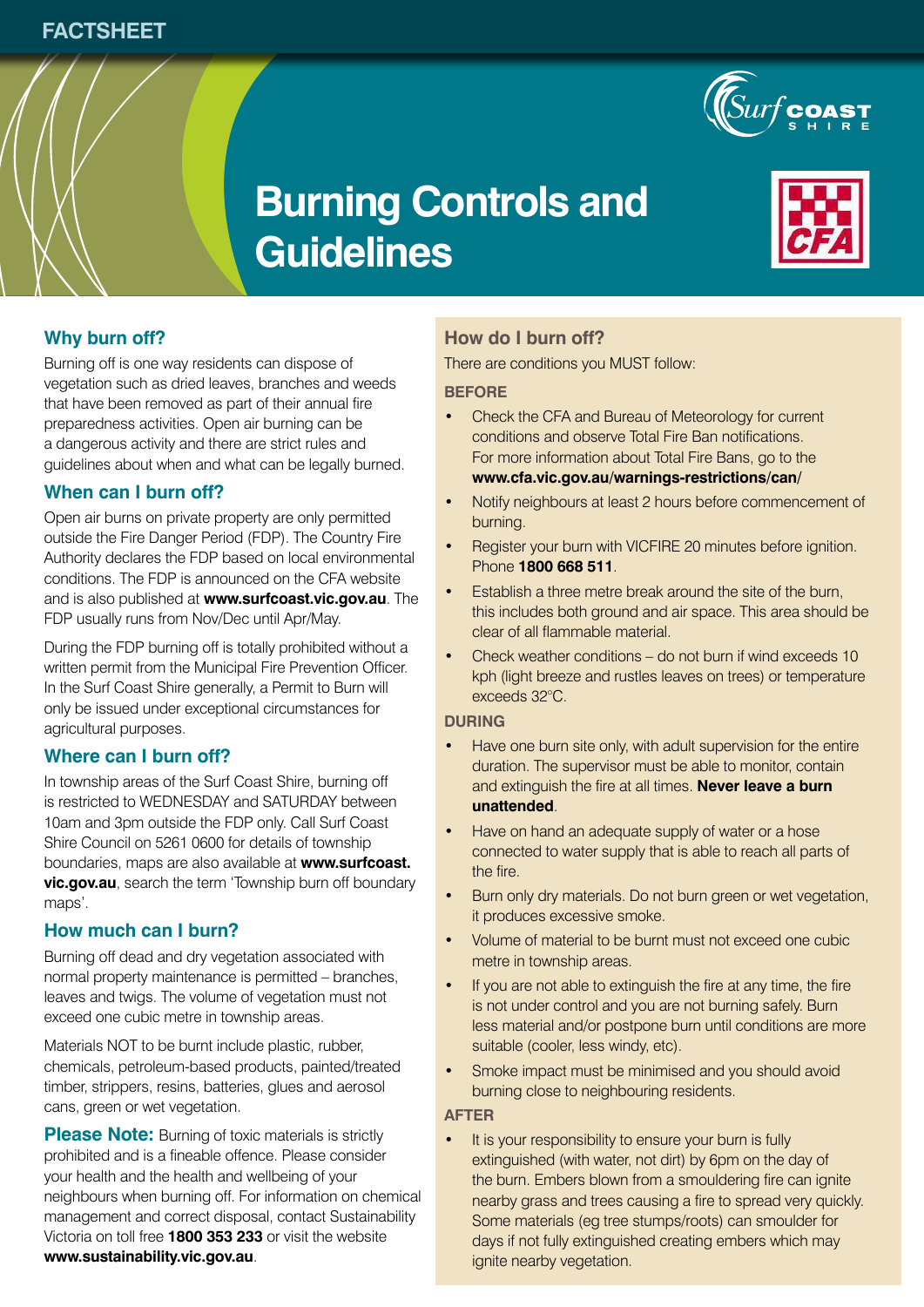FACTSHEET

# Burning Controls and Guidelines

## Why burn off?

Burning off is one way residents can dispose of vegetation such as dried leaves, branches and weeds that have been removed as part of their annual fire preparedness activities. Open air burning can be a dangerous activity and there are strict rules and guidelines about when and what can be legally burned.

## When can I burn off?

Open air burns on private property are only permitted outside the Fire Danger Period (FDP). The Country Fire Authority declares the FDP based on local environmental conditions. The FDP is announced on the CFA website and is also published at **www.surfcoast.vic.gov.au**. The FDP usually runs from Nov/Dec until Apr/May.

During the FDP burning off is totally prohibited without a written permit from the Municipal Fire Prevention Officer. In the Surf Coast Shire generally, a Permit to Burn will only be issued under exceptional circumstances for agricultural purposes.

## Where can I burn off?

In township areas of the Surf Coast Shire, burning off is restricted to WEDNESDAY and SATURDAY between 10am and 3pm outside the FDP only. Call Surf Coast Shire Council on 5261 0600 for details of township boundaries, maps are also available at **www.surfcoast.vic.gov.au**, search the term 'Township burn off boundary maps'.

## How much can I burn?

Burning off dead and dry vegetation associated with normal property maintenance is permitted – branches, leaves and twigs. The volume of vegetation must not exceed one cubic metre in township areas.

Materials NOT to be burnt include plastic, rubber, chemicals, petroleum-based products, painted/treated timber, strippers, resins, batteries, glues and aerosol cans, green or wet vegetation.

**Please Note:** Burning of toxic materials is strictly prohibited and is a fineable offence. Please consider your health and the health and wellbeing of your neighbours when burning off. For information on chemical management and correct disposal, contact Sustainability Victoria on toll free **1800 353 233** or visit the website **www.sustainability.vic.gov.au**.

## How do I burn off?

There are conditions you MUST follow:

### BEFORE

- Check the CFA and Bureau of Meteorology for current conditions and observe Total Fire Ban notifications. For more information about Total Fire Bans, go to the **www.cfa.vic.gov.au/warnings-restrictions/can/**
- Notify neighbours at least 2 hours before commencement of burning.
- Register your burn with VICFIRE 20 minutes before ignition. Phone **1800 668 511**.
- Establish a three metre break around the site of the burn, this includes both ground and air space. This area should be clear of all flammable material.
- Check weather conditions – do not burn if wind exceeds 10 kph (light breeze and rustles leaves on trees) or temperature exceeds 32°C.

### DURING

- Have one burn site only, with adult supervision for the entire duration. The supervisor must be able to monitor, contain and extinguish the fire at all times. **Never leave a burn unattended**.
- Have on hand an adequate supply of water or a hose connected to water supply that is able to reach all parts of the fire.
- Burn only dry materials. Do not burn green or wet vegetation, it produces excessive smoke.
- Volume of material to be burnt must not exceed one cubic metre in township areas.
- If you are not able to extinguish the fire at any time, the fire is not under control and you are not burning safely. Burn less material and/or postpone burn until conditions are more suitable (cooler, less windy, etc).
- Smoke impact must be minimised and you should avoid burning close to neighbouring residents.

### AFTER

- It is your responsibility to ensure your burn is fully extinguished (with water, not dirt) by 6pm on the day of the burn. Embers blown from a smouldering fire can ignite nearby grass and trees causing a fire to spread very quickly. Some materials (eg tree stumps/roots) can smoulder for days if not fully extinguished creating embers which may ignite nearby vegetation.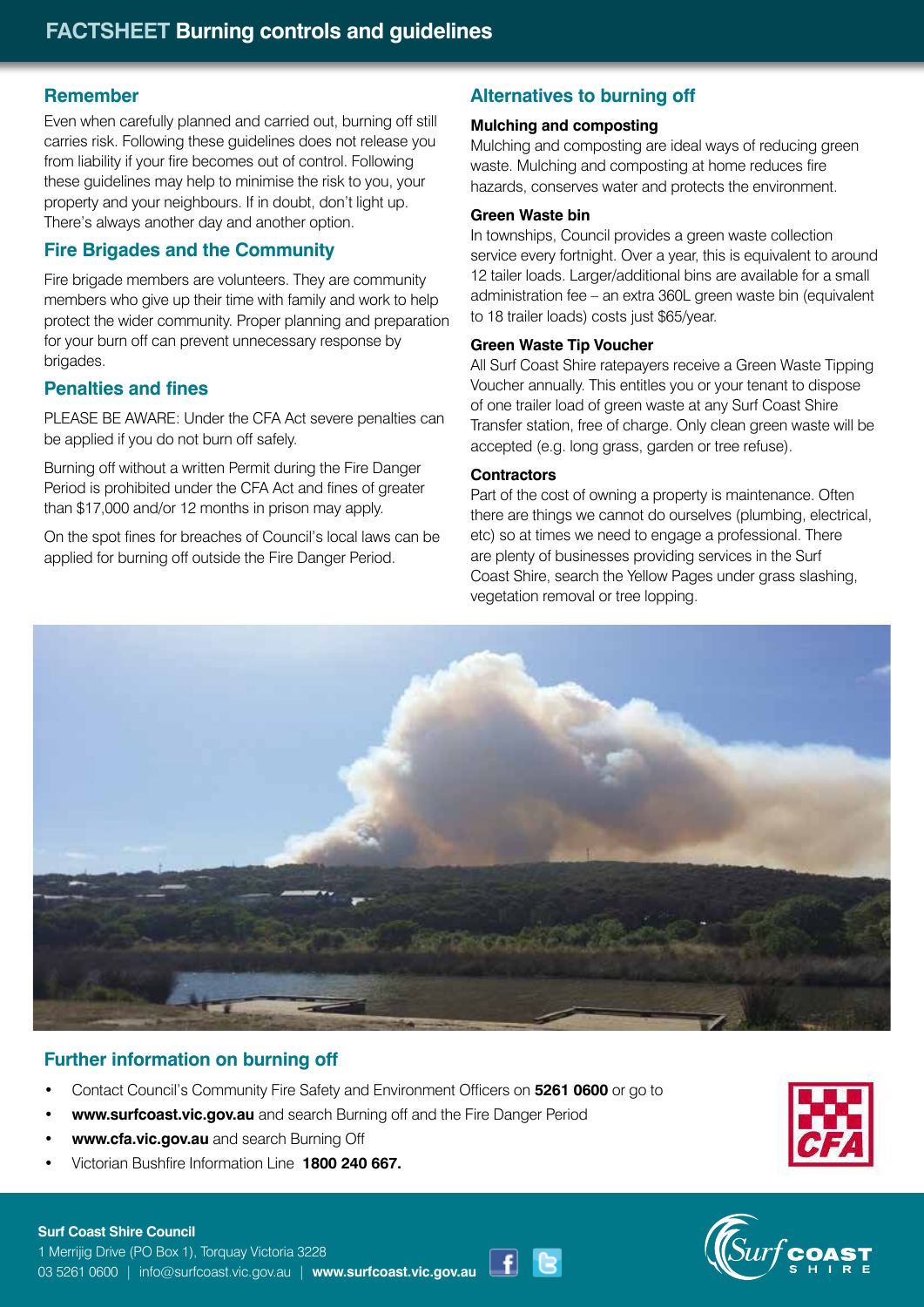# FACTSHEET Burning controls and guidelines

## Remember

Even when carefully planned and carried out, burning off still carries risk. Following these guidelines does not release you from liability if your fire becomes out of control. Following these guidelines may help to minimise the risk to you, your property and your neighbours. If in doubt, don't light up. There's always another day and another option.

## Fire Brigades and the Community

Fire brigade members are volunteers. They are community members who give up their time with family and work to help protect the wider community. Proper planning and preparation for your burn off can prevent unnecessary response by brigades.

## Penalties and fines

PLEASE BE AWARE: Under the CFA Act severe penalties can be applied if you do not burn off safely.

Burning off without a written Permit during the Fire Danger Period is prohibited under the CFA Act and fines of greater than $17,000 and/or 12 months in prison may apply.

On the spot fines for breaches of Council's local laws can be applied for burning off outside the Fire Danger Period.

## Alternatives to burning off

### Mulching and composting

Mulching and composting are ideal ways of reducing green waste. Mulching and composting at home reduces fire hazards, conserves water and protects the environment.

### Green Waste bin

In townships, Council provides a green waste collection service every fortnight. Over a year, this is equivalent to around 12 tailer loads. Larger/additional bins are available for a small administration fee – an extra 360L green waste bin (equivalent to 18 trailer loads) costs just $65/year.

### Green Waste Tip Voucher

All Surf Coast Shire ratepayers receive a Green Waste Tipping Voucher annually. This entitles you or your tenant to dispose of one trailer load of green waste at any Surf Coast Shire Transfer station, free of charge. Only clean green waste will be accepted (e.g. long grass, garden or tree refuse).

### Contractors

Part of the cost of owning a property is maintenance. Often there are things we cannot do ourselves (plumbing, electrical, etc) so at times we need to engage a professional. There are plenty of businesses providing services in the Surf Coast Shire, search the Yellow Pages under grass slashing, vegetation removal or tree lopping.

## Further information on burning off

- Contact Council's Community Fire Safety and Environment Officers on **5261 0600** or go to
- **www.surfcoast.vic.gov.au** and search Burning off and the Fire Danger Period
- **www.cfa.vic.gov.au** and search Burning Off
- Victorian Bushfire Information Line **1800 240 667.**

**Surf Coast Shire Council**
1 Merrijig Drive (PO Box 1), Torquay Victoria 3228
03 5261 0600 | info@surfcoast.vic.gov.au | **www.surfcoast.vic.gov.au**